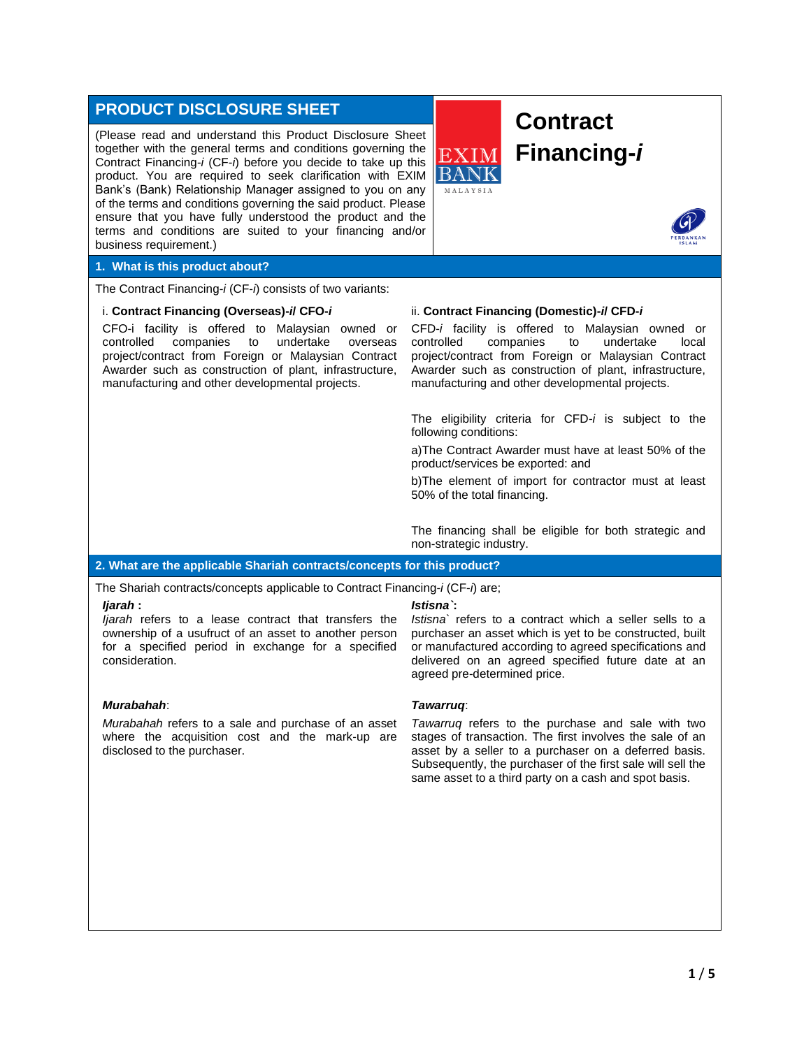# PRODUCT DISCLOSURE SHEET

(Please read and understand this Product Disclosure Sheet together with the general terms and conditions governing the Contract Financing-*i* (CF-*i*) before you decide to take up this product. You are required to seek clarification with EXIM Bank's (Bank) Relationship Manager assigned to you on any of the terms and conditions governing the said product. Please ensure that you have fully understood the product and the terms and conditions are suited to your financing and/or business requirement.)

# Contract Financing-*i*

## 1. What is this product about?

The Contract Financing-*i* (CF-*i*) consists of two variants:

i. **Contract Financing (Overseas)-*i*/ CFO-*i***

CFO-i facility is offered to Malaysian owned or controlled companies to undertake overseas project/contract from Foreign or Malaysian Contract Awarder such as construction of plant, infrastructure, manufacturing and other developmental projects.

ii. **Contract Financing (Domestic)-*i*/ CFD-*i***

CFD-*i* facility is offered to Malaysian owned or controlled companies to undertake local project/contract from Foreign or Malaysian Contract Awarder such as construction of plant, infrastructure, manufacturing and other developmental projects.

The eligibility criteria for CFD-*i* is subject to the following conditions:

a)The Contract Awarder must have at least 50% of the product/services be exported: and

b)The element of import for contractor must at least 50% of the total financing.

The financing shall be eligible for both strategic and non-strategic industry.

## 2. What are the applicable Shariah contracts/concepts for this product?

The Shariah contracts/concepts applicable to Contract Financing-*i* (CF-*i*) are;

***Ijarah* :**
*Ijarah* refers to a lease contract that transfers the ownership of a usufruct of an asset to another person for a specified period in exchange for a specified consideration.

***Murabahah*:**

*Murabahah* refers to a sale and purchase of an asset where the acquisition cost and the mark-up are disclosed to the purchaser.

***Istisna`*:**
*Istisna`* refers to a contract which a seller sells to a purchaser an asset which is yet to be constructed, built or manufactured according to agreed specifications and delivered on an agreed specified future date at an agreed pre-determined price.

***Tawarruq*:**

*Tawarruq* refers to the purchase and sale with two stages of transaction. The first involves the sale of an asset by a seller to a purchaser on a deferred basis. Subsequently, the purchaser of the first sale will sell the same asset to a third party on a cash and spot basis.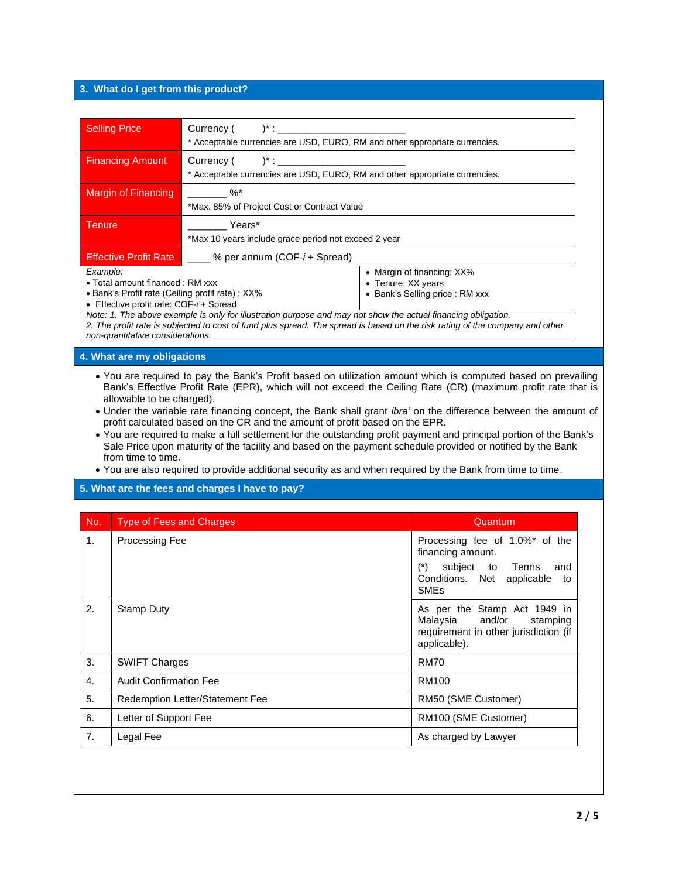## 3. What do I get from this product?

| | |
|---|---|
| Selling Price | Currency (     )* : ________________________<br>* Acceptable currencies are USD, EURO, RM and other appropriate currencies. |
| Financing Amount | Currency (     )* : ________________________<br>* Acceptable currencies are USD, EURO, RM and other appropriate currencies. |
| Margin of Financing | _______ %*<br>*Max. 85% of Project Cost or Contract Value |
| Tenure | _______ Years*<br>*Max 10 years include grace period not exceed 2 year |
| Effective Profit Rate | ____ % per annum (COF-*i* + Spread) |

*Example:*

- Total amount financed : RM xxx
- Bank's Profit rate (Ceiling profit rate) : XX%
- Effective profit rate: COF-*i* + Spread
- Margin of financing: XX%
- Tenure: XX years
- Bank's Selling price : RM xxx

*Note: 1. The above example is only for illustration purpose and may not show the actual financing obligation.*
*2. The profit rate is subjected to cost of fund plus spread. The spread is based on the risk rating of the company and other non-quantitative considerations.*

## 4. What are my obligations

- You are required to pay the Bank's Profit based on utilization amount which is computed based on prevailing Bank's Effective Profit Rate (EPR), which will not exceed the Ceiling Rate (CR) (maximum profit rate that is allowable to be charged).
- Under the variable rate financing concept, the Bank shall grant *ibra'* on the difference between the amount of profit calculated based on the CR and the amount of profit based on the EPR.
- You are required to make a full settlement for the outstanding profit payment and principal portion of the Bank's Sale Price upon maturity of the facility and based on the payment schedule provided or notified by the Bank from time to time.
- You are also required to provide additional security as and when required by the Bank from time to time.

## 5. What are the fees and charges I have to pay?

| No. | Type of Fees and Charges | Quantum |
|---|---|---|
| 1. | Processing Fee | Processing fee of 1.0%* of the financing amount.<br>(*) subject to Terms and Conditions. Not applicable to SMEs |
| 2. | Stamp Duty | As per the Stamp Act 1949 in Malaysia and/or stamping requirement in other jurisdiction (if applicable). |
| 3. | SWIFT Charges | RM70 |
| 4. | Audit Confirmation Fee | RM100 |
| 5. | Redemption Letter/Statement Fee | RM50 (SME Customer) |
| 6. | Letter of Support Fee | RM100 (SME Customer) |
| 7. | Legal Fee | As charged by Lawyer |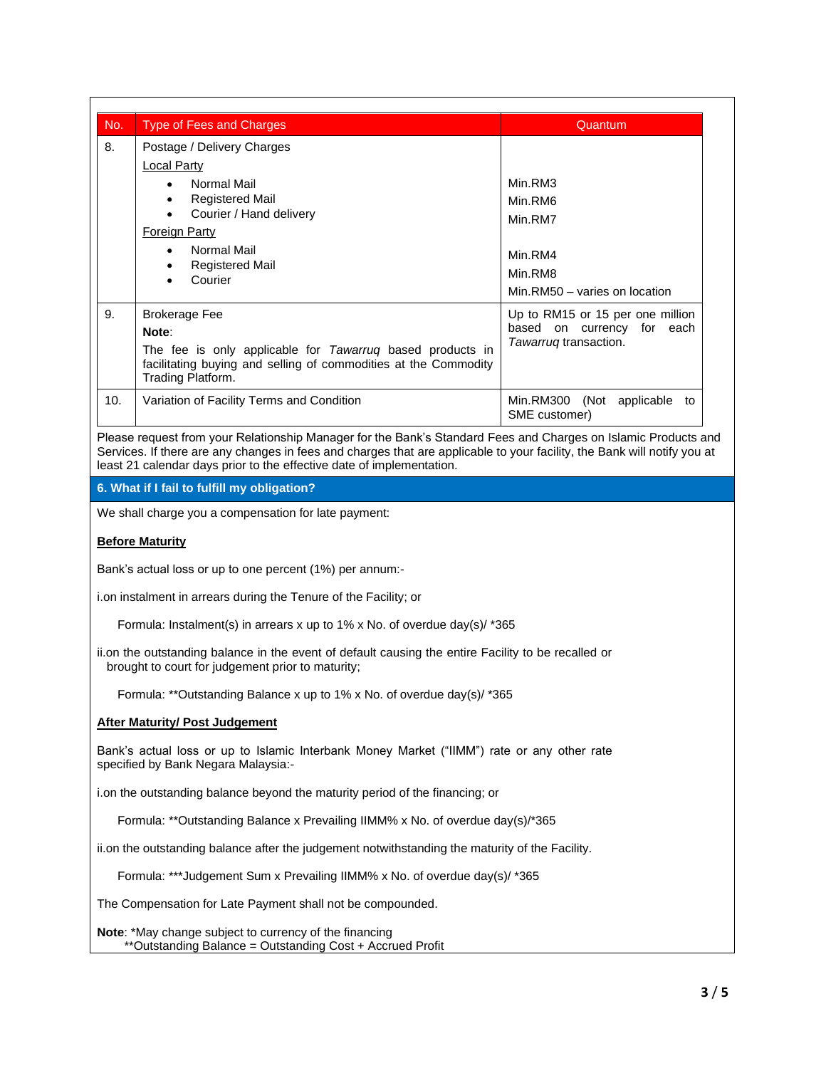| No. | Type of Fees and Charges | Quantum |
| --- | --- | --- |
| 8. | Postage / Delivery Charges<br>Local Party<br>• Normal Mail<br>• Registered Mail<br>• Courier / Hand delivery<br>Foreign Party<br>• Normal Mail<br>• Registered Mail<br>• Courier | <br><br>Min.RM3<br>Min.RM6<br>Min.RM7<br><br>Min.RM4<br>Min.RM8<br>Min.RM50 – varies on location |
| 9. | Brokerage Fee<br>**Note**:<br>The fee is only applicable for *Tawarruq* based products in facilitating buying and selling of commodities at the Commodity Trading Platform. | Up to RM15 or 15 per one million based on currency for each *Tawarruq* transaction. |
| 10. | Variation of Facility Terms and Condition | Min.RM300 (Not applicable to SME customer) |

Please request from your Relationship Manager for the Bank's Standard Fees and Charges on Islamic Products and Services. If there are any changes in fees and charges that are applicable to your facility, the Bank will notify you at least 21 calendar days prior to the effective date of implementation.

## 6. What if I fail to fulfill my obligation?

We shall charge you a compensation for late payment:

**Before Maturity**

Bank's actual loss or up to one percent (1%) per annum:-

i.on instalment in arrears during the Tenure of the Facility; or

Formula: Instalment(s) in arrears x up to 1% x No. of overdue day(s)/ *365

ii.on the outstanding balance in the event of default causing the entire Facility to be recalled or brought to court for judgement prior to maturity;

Formula: **Outstanding Balance x up to 1% x No. of overdue day(s)/ *365

**After Maturity/ Post Judgement**

Bank's actual loss or up to Islamic Interbank Money Market ("IIMM") rate or any other rate specified by Bank Negara Malaysia:-

i.on the outstanding balance beyond the maturity period of the financing; or

Formula: **Outstanding Balance x Prevailing IIMM% x No. of overdue day(s)/*365

ii.on the outstanding balance after the judgement notwithstanding the maturity of the Facility.

Formula: ***Judgement Sum x Prevailing IIMM% x No. of overdue day(s)/ *365

The Compensation for Late Payment shall not be compounded.

**Note**: *May change subject to currency of the financing
**Outstanding Balance = Outstanding Cost + Accrued Profit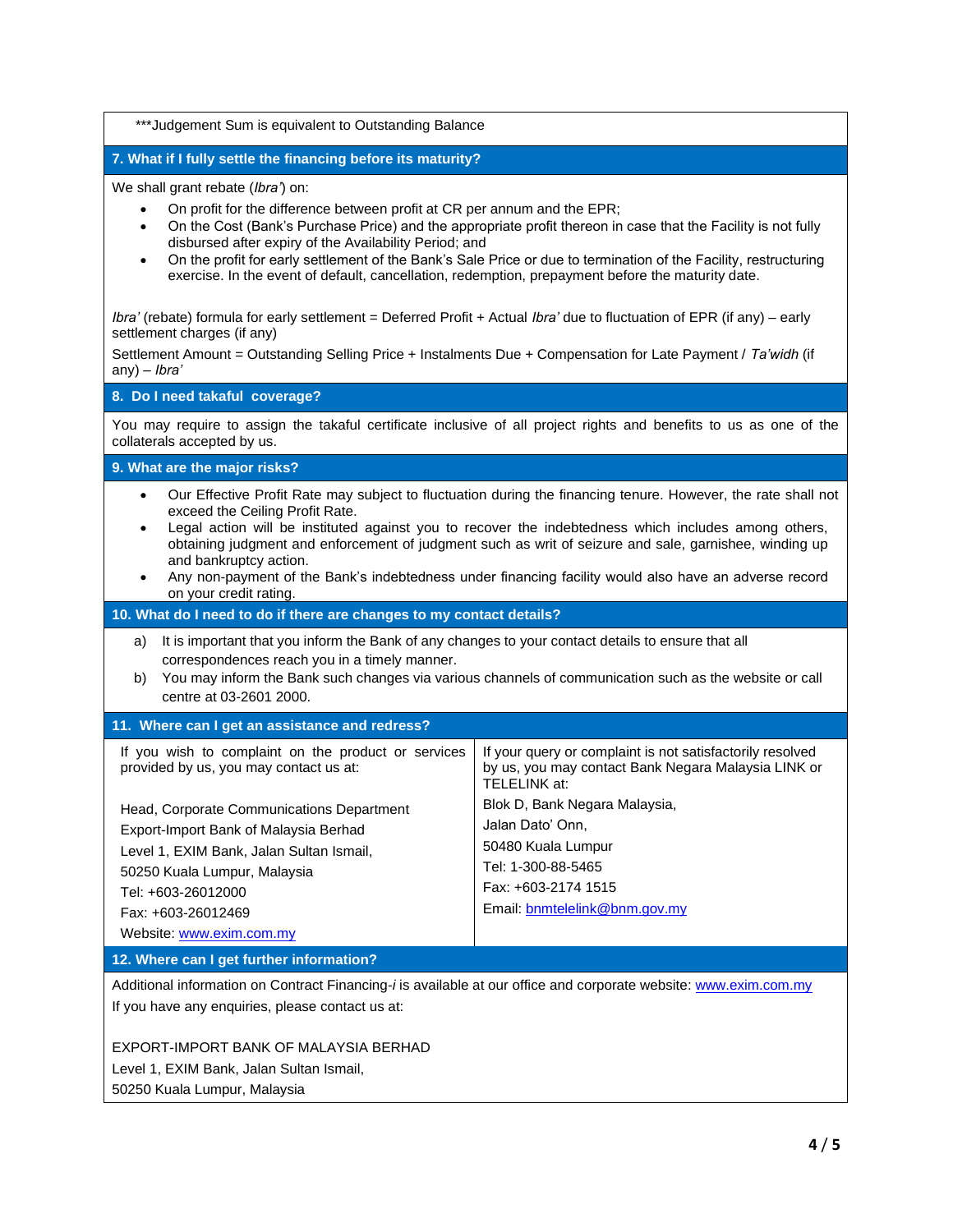***Judgement Sum is equivalent to Outstanding Balance

## 7. What if I fully settle the financing before its maturity?

We shall grant rebate (*Ibra'*) on:

- On profit for the difference between profit at CR per annum and the EPR;
- On the Cost (Bank's Purchase Price) and the appropriate profit thereon in case that the Facility is not fully disbursed after expiry of the Availability Period; and
- On the profit for early settlement of the Bank's Sale Price or due to termination of the Facility, restructuring exercise. In the event of default, cancellation, redemption, prepayment before the maturity date.

*Ibra'* (rebate) formula for early settlement = Deferred Profit + Actual *Ibra'* due to fluctuation of EPR (if any) – early settlement charges (if any)

Settlement Amount = Outstanding Selling Price + Instalments Due + Compensation for Late Payment / *Ta'widh* (if any) – *Ibra'*

## 8. Do I need takaful coverage?

You may require to assign the takaful certificate inclusive of all project rights and benefits to us as one of the collaterals accepted by us.

## 9. What are the major risks?

- Our Effective Profit Rate may subject to fluctuation during the financing tenure. However, the rate shall not exceed the Ceiling Profit Rate.
- Legal action will be instituted against you to recover the indebtedness which includes among others, obtaining judgment and enforcement of judgment such as writ of seizure and sale, garnishee, winding up and bankruptcy action.
- Any non-payment of the Bank's indebtedness under financing facility would also have an adverse record on your credit rating.

## 10. What do I need to do if there are changes to my contact details?

a) It is important that you inform the Bank of any changes to your contact details to ensure that all correspondences reach you in a timely manner.

b) You may inform the Bank such changes via various channels of communication such as the website or call centre at 03-2601 2000.

## 11. Where can I get an assistance and redress?

If you wish to complaint on the product or services provided by us, you may contact us at:

Head, Corporate Communications Department
Export-Import Bank of Malaysia Berhad
Level 1, EXIM Bank, Jalan Sultan Ismail,
50250 Kuala Lumpur, Malaysia
Tel: +603-26012000
Fax: +603-26012469
Website: www.exim.com.my

If your query or complaint is not satisfactorily resolved by us, you may contact Bank Negara Malaysia LINK or TELELINK at:

Blok D, Bank Negara Malaysia,
Jalan Dato' Onn,
50480 Kuala Lumpur
Tel: 1-300-88-5465
Fax: +603-2174 1515
Email: bnmtelelink@bnm.gov.my

## 12. Where can I get further information?

Additional information on Contract Financing-*i* is available at our office and corporate website: www.exim.com.my

If you have any enquiries, please contact us at:

EXPORT-IMPORT BANK OF MALAYSIA BERHAD
Level 1, EXIM Bank, Jalan Sultan Ismail,
50250 Kuala Lumpur, Malaysia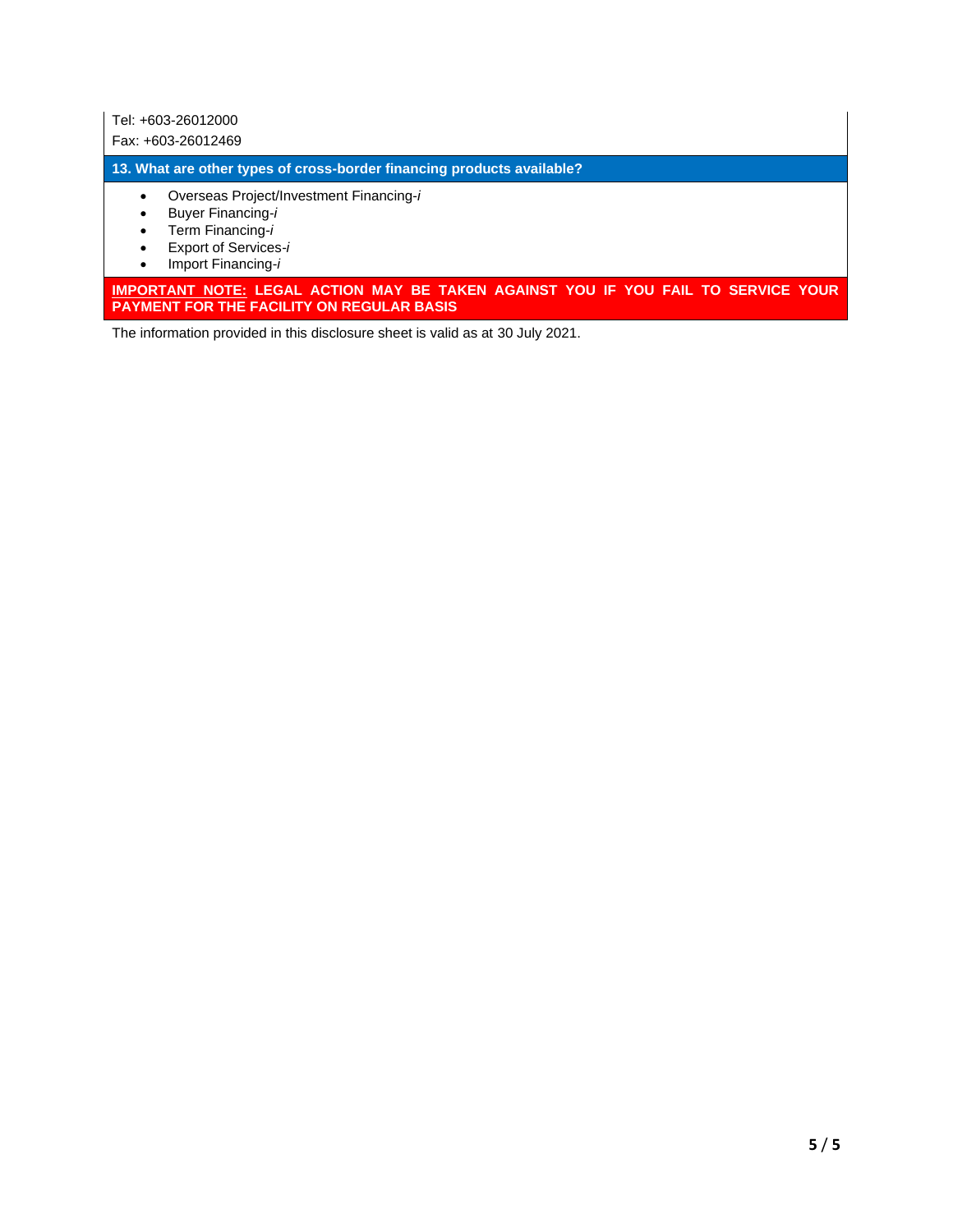Tel: +603-26012000

Fax: +603-26012469

## 13. What are other types of cross-border financing products available?

- Overseas Project/Investment Financing-*i*
- Buyer Financing-*i*
- Term Financing-*i*
- Export of Services-*i*
- Import Financing-*i*

**IMPORTANT NOTE: LEGAL ACTION MAY BE TAKEN AGAINST YOU IF YOU FAIL TO SERVICE YOUR PAYMENT FOR THE FACILITY ON REGULAR BASIS**

The information provided in this disclosure sheet is valid as at 30 July 2021.